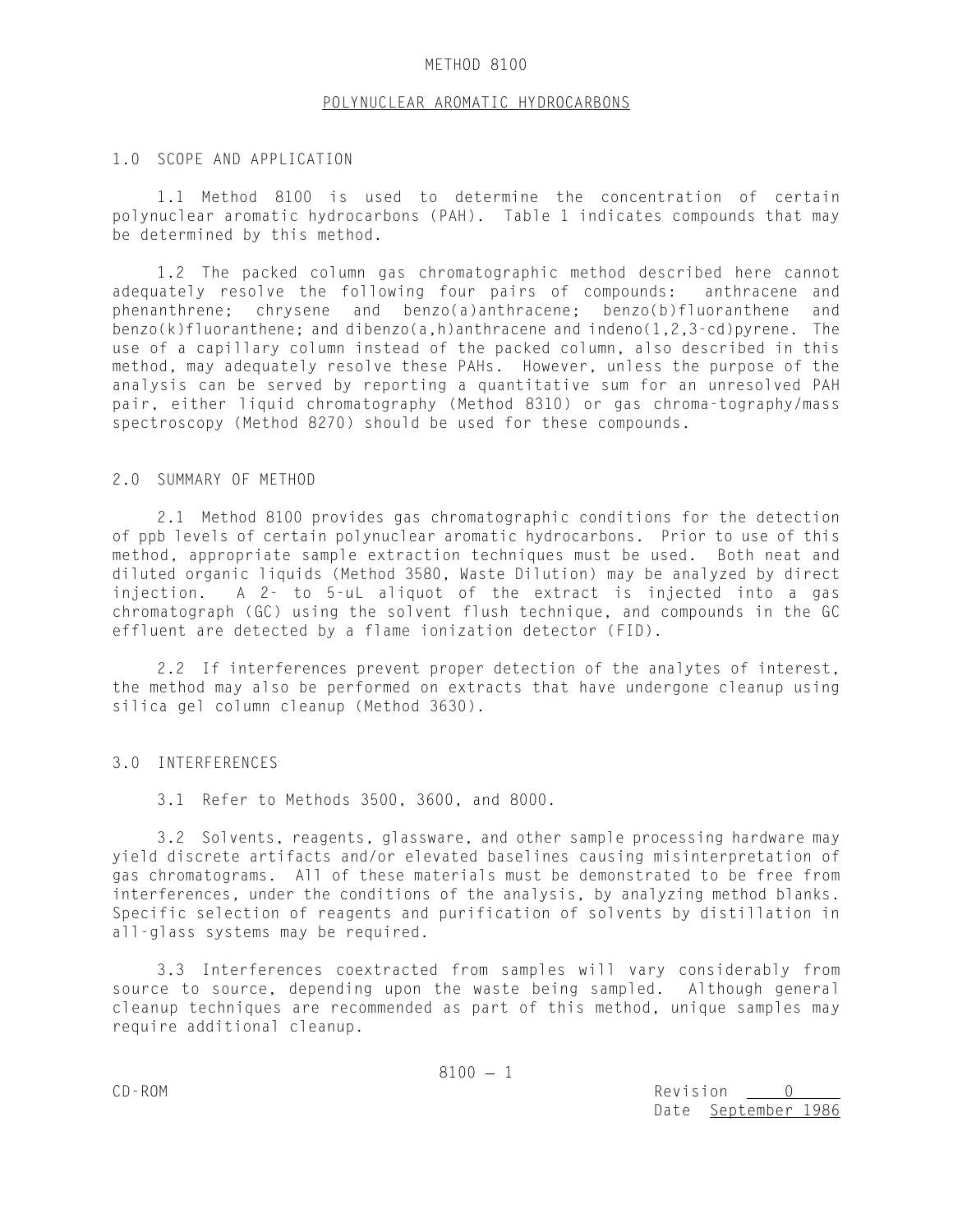# METHOD 8100

## POLYNUCLEAR AROMATIC HYDROCARBONS

### 1.0 SCOPE AND APPLICATION

1.1 Method 8100 is used to determine the concentration of certain polynuclear aromatic hydrocarbons (PAH). Table 1 indicates compounds that may be determined by this method.

1.2 The packed column gas chromatographic method described here cannot adequately resolve the following four pairs of compounds: anthracene and phenanthrene; chrysene and benzo(a)anthracene; benzo(b)fluoranthene and benzo(k)fluoranthene; and dibenzo(a,h)anthracene and indeno(1,2,3-cd)pyrene. The use of a capillary column instead of the packed column, also described in this method, may adequately resolve these PAHs. However, unless the purpose of the analysis can be served by reporting a quantitative sum for an unresolved PAH pair, either liquid chromatography (Method 8310) or gas chroma-tography/mass spectroscopy (Method 8270) should be used for these compounds.

### 2.0 SUMMARY OF METHOD

2.1 Method 8100 provides gas chromatographic conditions for the detection of ppb levels of certain polynuclear aromatic hydrocarbons. Prior to use of this method, appropriate sample extraction techniques must be used. Both neat and diluted organic liquids (Method 3580, Waste Dilution) may be analyzed by direct injection. A 2- to 5-uL aliquot of the extract is injected into a gas chromatograph (GC) using the solvent flush technique, and compounds in the GC effluent are detected by a flame ionization detector (FID).

2.2 If interferences prevent proper detection of the analytes of interest, the method may also be performed on extracts that have undergone cleanup using silica gel column cleanup (Method 3630).

### 3.0 INTERFERENCES

3.1 Refer to Methods 3500, 3600, and 8000.

3.2 Solvents, reagents, glassware, and other sample processing hardware may yield discrete artifacts and/or elevated baselines causing misinterpretation of gas chromatograms. All of these materials must be demonstrated to be free from interferences, under the conditions of the analysis, by analyzing method blanks. Specific selection of reagents and purification of solvents by distillation in all-glass systems may be required.

3.3 Interferences coextracted from samples will vary considerably from source to source, depending upon the waste being sampled. Although general cleanup techniques are recommended as part of this method, unique samples may require additional cleanup.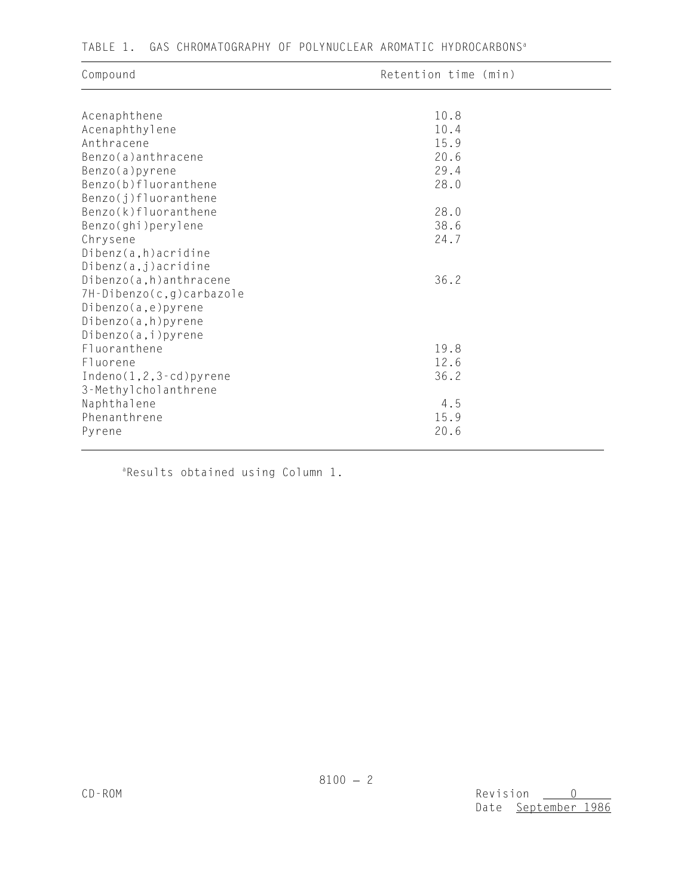TABLE 1. GAS CHROMATOGRAPHY OF POLYNUCLEAR AROMATIC HYDROCARBONS[a]

| Compound | Retention time (min) |
|---|---|
| Acenaphthene | 10.8 |
| Acenaphthylene | 10.4 |
| Anthracene | 15.9 |
| Benzo(a)anthracene | 20.6 |
| Benzo(a)pyrene | 29.4 |
| Benzo(b)fluoranthene | 28.0 |
| Benzo(j)fluoranthene | |
| Benzo(k)fluoranthene | 28.0 |
| Benzo(ghi)perylene | 38.6 |
| Chrysene | 24.7 |
| Dibenz(a,h)acridine | |
| Dibenz(a,j)acridine | |
| Dibenzo(a,h)anthracene | 36.2 |
| 7H-Dibenzo(c,g)carbazole | |
| Dibenzo(a,e)pyrene | |
| Dibenzo(a,h)pyrene | |
| Dibenzo(a,i)pyrene | |
| Fluoranthene | 19.8 |
| Fluorene | 12.6 |
| Indeno(1,2,3-cd)pyrene | 36.2 |
| 3-Methylcholanthrene | |
| Naphthalene | 4.5 |
| Phenanthrene | 15.9 |
| Pyrene | 20.6 |

[a]Results obtained using Column 1.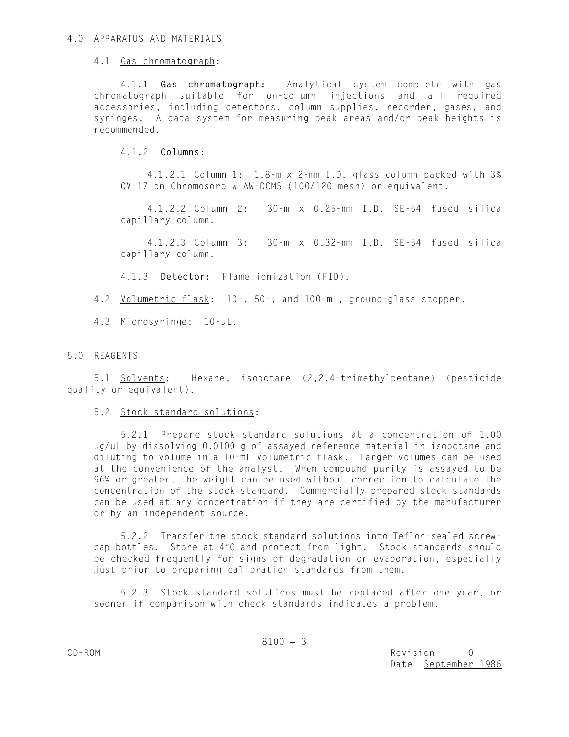## 4.0 APPARATUS AND MATERIALS

4.1 Gas chromatograph:

4.1.1 **Gas chromatograph:** Analytical system complete with gas chromatograph suitable for on-column injections and all required accessories, including detectors, column supplies, recorder, gases, and syringes. A data system for measuring peak areas and/or peak heights is recommended.

4.1.2 **Columns:**

4.1.2.1 Column 1: 1.8-m x 2-mm I.D. glass column packed with 3% OV-17 on Chromosorb W-AW-DCMS (100/120 mesh) or equivalent.

4.1.2.2 Column 2: 30-m x 0.25-mm I.D. SE-54 fused silica capillary column.

4.1.2.3 Column 3: 30-m x 0.32-mm I.D. SE-54 fused silica capillary column.

4.1.3 **Detector:** Flame ionization (FID).

4.2 Volumetric flask: 10-, 50-, and 100-mL, ground-glass stopper.

4.3 Microsyringe: 10-uL.

## 5.0 REAGENTS

5.1 Solvents: Hexane, isooctane (2,2,4-trimethylpentane) (pesticide quality or equivalent).

5.2 Stock standard solutions:

5.2.1 Prepare stock standard solutions at a concentration of 1.00 ug/uL by dissolving 0.0100 g of assayed reference material in isooctane and diluting to volume in a 10-mL volumetric flask. Larger volumes can be used at the convenience of the analyst. When compound purity is assayed to be 96% or greater, the weight can be used without correction to calculate the concentration of the stock standard. Commercially prepared stock standards can be used at any concentration if they are certified by the manufacturer or by an independent source.

5.2.2 Transfer the stock standard solutions into Teflon-sealed screw-cap bottles. Store at 4°C and protect from light. Stock standards should be checked frequently for signs of degradation or evaporation, especially just prior to preparing calibration standards from them.

5.2.3 Stock standard solutions must be replaced after one year, or sooner if comparison with check standards indicates a problem.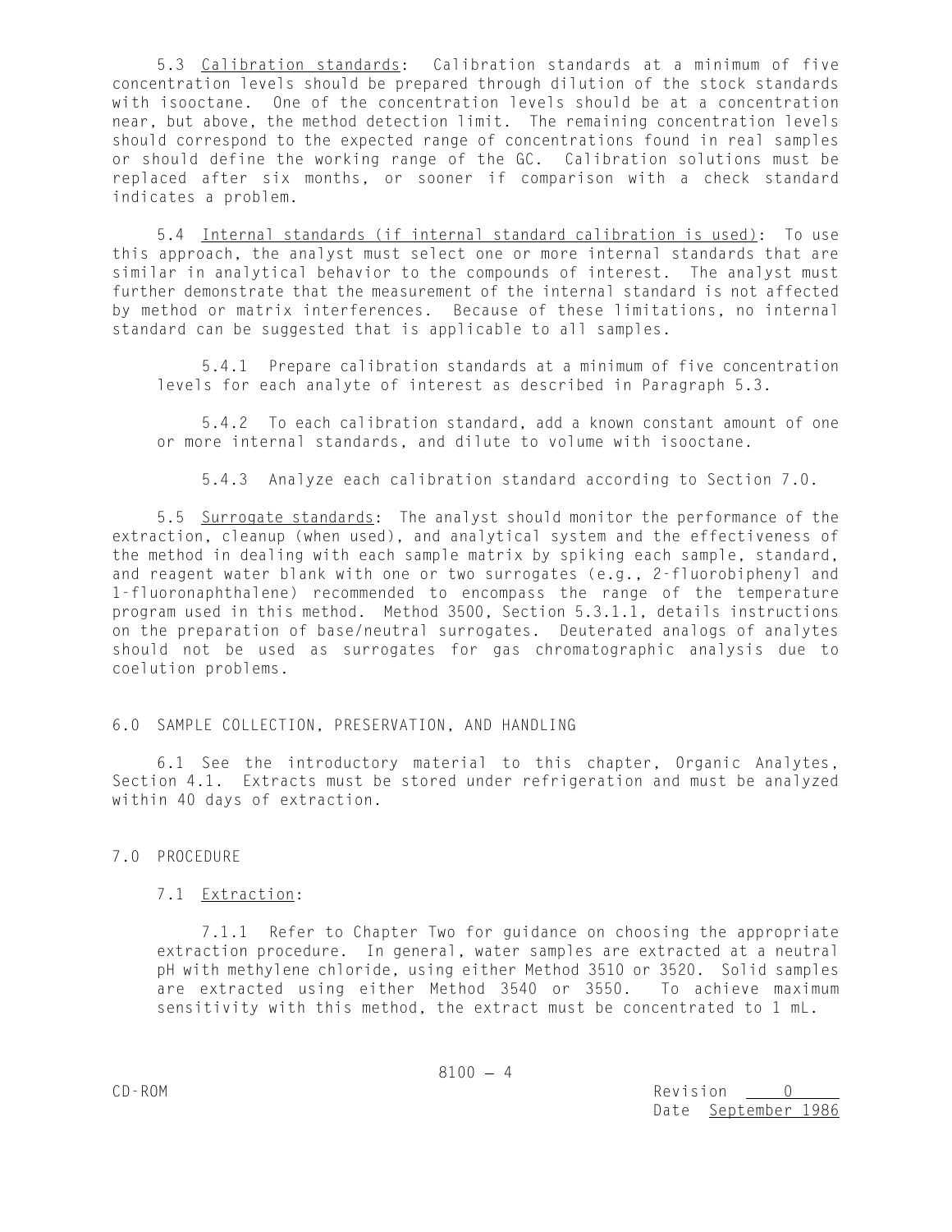5.3 Calibration standards: Calibration standards at a minimum of five concentration levels should be prepared through dilution of the stock standards with isooctane. One of the concentration levels should be at a concentration near, but above, the method detection limit. The remaining concentration levels should correspond to the expected range of concentrations found in real samples or should define the working range of the GC. Calibration solutions must be replaced after six months, or sooner if comparison with a check standard indicates a problem.

5.4 Internal standards (if internal standard calibration is used): To use this approach, the analyst must select one or more internal standards that are similar in analytical behavior to the compounds of interest. The analyst must further demonstrate that the measurement of the internal standard is not affected by method or matrix interferences. Because of these limitations, no internal standard can be suggested that is applicable to all samples.

5.4.1 Prepare calibration standards at a minimum of five concentration levels for each analyte of interest as described in Paragraph 5.3.

5.4.2 To each calibration standard, add a known constant amount of one or more internal standards, and dilute to volume with isooctane.

5.4.3 Analyze each calibration standard according to Section 7.0.

5.5 Surrogate standards: The analyst should monitor the performance of the extraction, cleanup (when used), and analytical system and the effectiveness of the method in dealing with each sample matrix by spiking each sample, standard, and reagent water blank with one or two surrogates (e.g., 2-fluorobiphenyl and 1-fluoronaphthalene) recommended to encompass the range of the temperature program used in this method. Method 3500, Section 5.3.1.1, details instructions on the preparation of base/neutral surrogates. Deuterated analogs of analytes should not be used as surrogates for gas chromatographic analysis due to coelution problems.

## 6.0 SAMPLE COLLECTION, PRESERVATION, AND HANDLING

6.1 See the introductory material to this chapter, Organic Analytes, Section 4.1. Extracts must be stored under refrigeration and must be analyzed within 40 days of extraction.

## 7.0 PROCEDURE

7.1 Extraction:

7.1.1 Refer to Chapter Two for guidance on choosing the appropriate extraction procedure. In general, water samples are extracted at a neutral pH with methylene chloride, using either Method 3510 or 3520. Solid samples are extracted using either Method 3540 or 3550. To achieve maximum sensitivity with this method, the extract must be concentrated to 1 mL.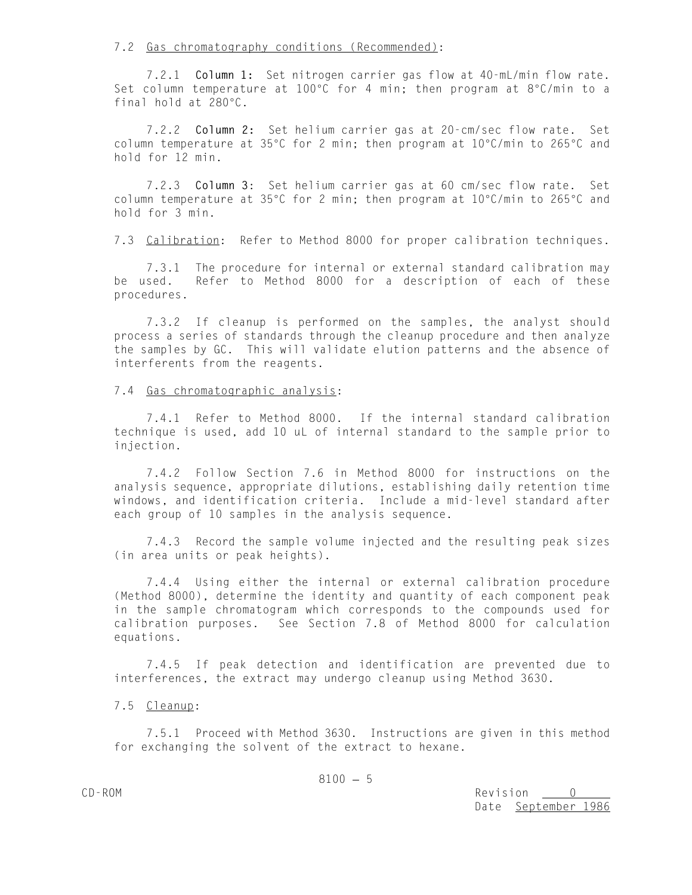7.2 Gas chromatography conditions (Recommended):

7.2.1 **Column 1:** Set nitrogen carrier gas flow at 40-mL/min flow rate. Set column temperature at 100°C for 4 min; then program at 8°C/min to a final hold at 280°C.

7.2.2 **Column 2:** Set helium carrier gas at 20-cm/sec flow rate. Set column temperature at 35°C for 2 min; then program at 10°C/min to 265°C and hold for 12 min.

7.2.3 **Column 3:** Set helium carrier gas at 60 cm/sec flow rate. Set column temperature at 35°C for 2 min; then program at 10°C/min to 265°C and hold for 3 min.

7.3 Calibration: Refer to Method 8000 for proper calibration techniques.

7.3.1 The procedure for internal or external standard calibration may be used. Refer to Method 8000 for a description of each of these procedures.

7.3.2 If cleanup is performed on the samples, the analyst should process a series of standards through the cleanup procedure and then analyze the samples by GC. This will validate elution patterns and the absence of interferents from the reagents.

7.4 Gas chromatographic analysis:

7.4.1 Refer to Method 8000. If the internal standard calibration technique is used, add 10 uL of internal standard to the sample prior to injection.

7.4.2 Follow Section 7.6 in Method 8000 for instructions on the analysis sequence, appropriate dilutions, establishing daily retention time windows, and identification criteria. Include a mid-level standard after each group of 10 samples in the analysis sequence.

7.4.3 Record the sample volume injected and the resulting peak sizes (in area units or peak heights).

7.4.4 Using either the internal or external calibration procedure (Method 8000), determine the identity and quantity of each component peak in the sample chromatogram which corresponds to the compounds used for calibration purposes. See Section 7.8 of Method 8000 for calculation equations.

7.4.5 If peak detection and identification are prevented due to interferences, the extract may undergo cleanup using Method 3630.

7.5 Cleanup:

7.5.1 Proceed with Method 3630. Instructions are given in this method for exchanging the solvent of the extract to hexane.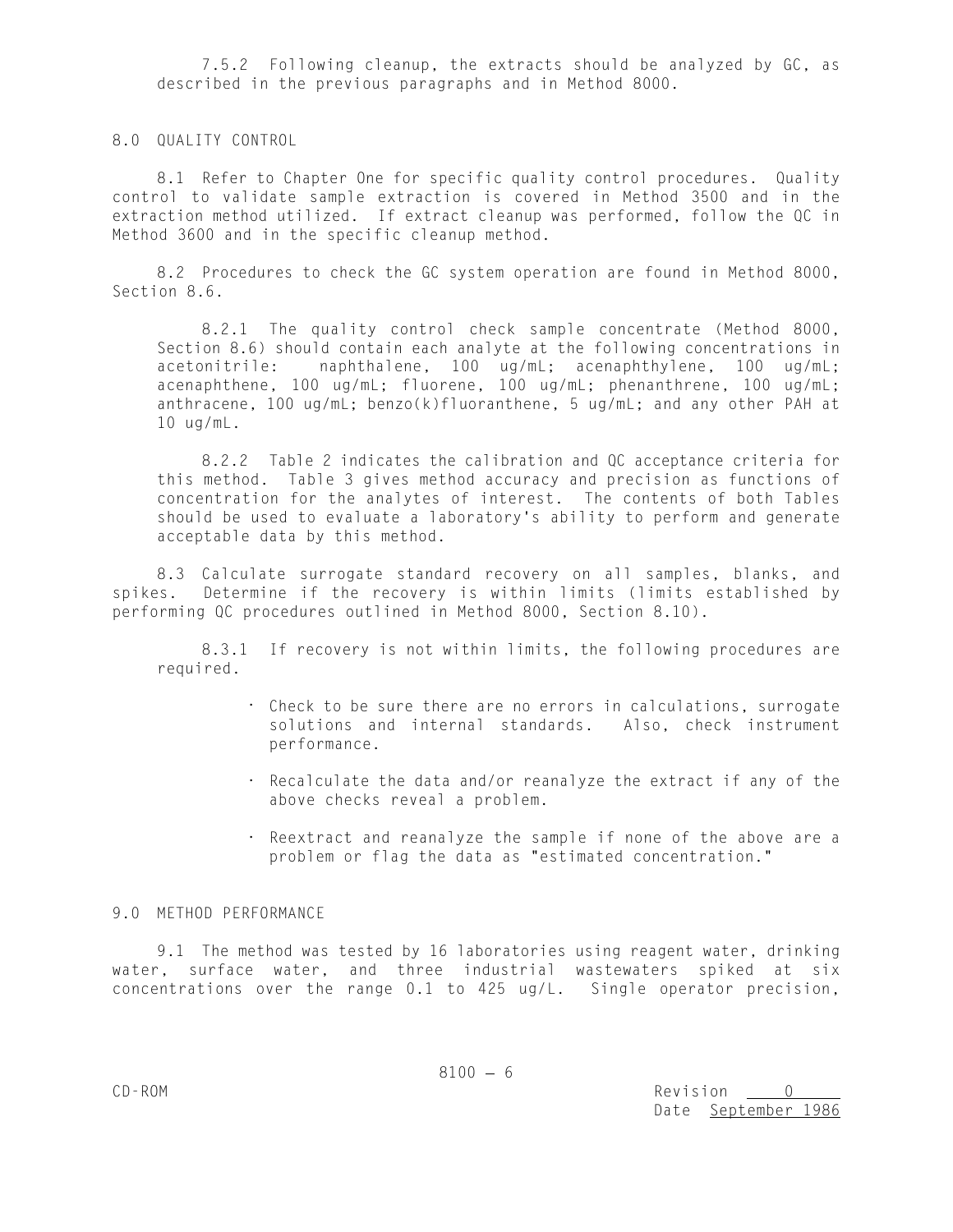7.5.2 Following cleanup, the extracts should be analyzed by GC, as described in the previous paragraphs and in Method 8000.

## 8.0 QUALITY CONTROL

8.1 Refer to Chapter One for specific quality control procedures. Quality control to validate sample extraction is covered in Method 3500 and in the extraction method utilized. If extract cleanup was performed, follow the QC in Method 3600 and in the specific cleanup method.

8.2 Procedures to check the GC system operation are found in Method 8000, Section 8.6.

8.2.1 The quality control check sample concentrate (Method 8000, Section 8.6) should contain each analyte at the following concentrations in acetonitrile: naphthalene, 100 ug/mL; acenaphthylene, 100 ug/mL; acenaphthene, 100 ug/mL; fluorene, 100 ug/mL; phenanthrene, 100 ug/mL; anthracene, 100 ug/mL; benzo(k)fluoranthene, 5 ug/mL; and any other PAH at 10 ug/mL.

8.2.2 Table 2 indicates the calibration and QC acceptance criteria for this method. Table 3 gives method accuracy and precision as functions of concentration for the analytes of interest. The contents of both Tables should be used to evaluate a laboratory's ability to perform and generate acceptable data by this method.

8.3 Calculate surrogate standard recovery on all samples, blanks, and spikes. Determine if the recovery is within limits (limits established by performing QC procedures outlined in Method 8000, Section 8.10).

8.3.1 If recovery is not within limits, the following procedures are required.

- Check to be sure there are no errors in calculations, surrogate solutions and internal standards. Also, check instrument performance.
- Recalculate the data and/or reanalyze the extract if any of the above checks reveal a problem.
- Reextract and reanalyze the sample if none of the above are a problem or flag the data as "estimated concentration."

## 9.0 METHOD PERFORMANCE

9.1 The method was tested by 16 laboratories using reagent water, drinking water, surface water, and three industrial wastewaters spiked at six concentrations over the range 0.1 to 425 ug/L. Single operator precision,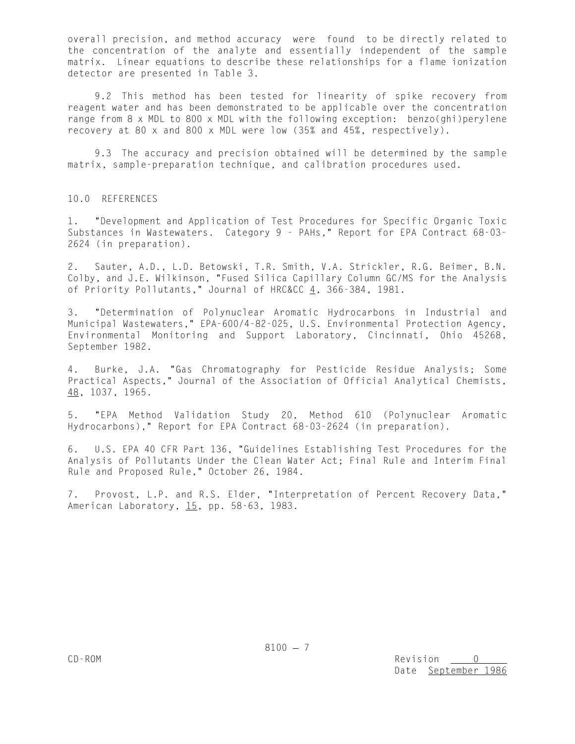overall precision, and method accuracy were found to be directly related to the concentration of the analyte and essentially independent of the sample matrix. Linear equations to describe these relationships for a flame ionization detector are presented in Table 3.

9.2 This method has been tested for linearity of spike recovery from reagent water and has been demonstrated to be applicable over the concentration range from 8 x MDL to 800 x MDL with the following exception: benzo(ghi)perylene recovery at 80 x and 800 x MDL were low (35% and 45%, respectively).

9.3 The accuracy and precision obtained will be determined by the sample matrix, sample-preparation technique, and calibration procedures used.

## 10.0 REFERENCES

1. "Development and Application of Test Procedures for Specific Organic Toxic Substances in Wastewaters. Category 9 - PAHs," Report for EPA Contract 68-03-2624 (in preparation).

2. Sauter, A.D., L.D. Betowski, T.R. Smith, V.A. Strickler, R.G. Beimer, B.N. Colby, and J.E. Wilkinson, "Fused Silica Capillary Column GC/MS for the Analysis of Priority Pollutants," Journal of HRC&CC 4, 366-384, 1981.

3. "Determination of Polynuclear Aromatic Hydrocarbons in Industrial and Municipal Wastewaters," EPA-600/4-82-025, U.S. Environmental Protection Agency, Environmental Monitoring and Support Laboratory, Cincinnati, Ohio 45268, September 1982.

4. Burke, J.A. "Gas Chromatography for Pesticide Residue Analysis; Some Practical Aspects," Journal of the Association of Official Analytical Chemists, 48, 1037, 1965.

5. "EPA Method Validation Study 20, Method 610 (Polynuclear Aromatic Hydrocarbons)," Report for EPA Contract 68-03-2624 (in preparation).

6. U.S. EPA 40 CFR Part 136, "Guidelines Establishing Test Procedures for the Analysis of Pollutants Under the Clean Water Act; Final Rule and Interim Final Rule and Proposed Rule," October 26, 1984.

7. Provost, L.P. and R.S. Elder, "Interpretation of Percent Recovery Data," American Laboratory, 15, pp. 58-63, 1983.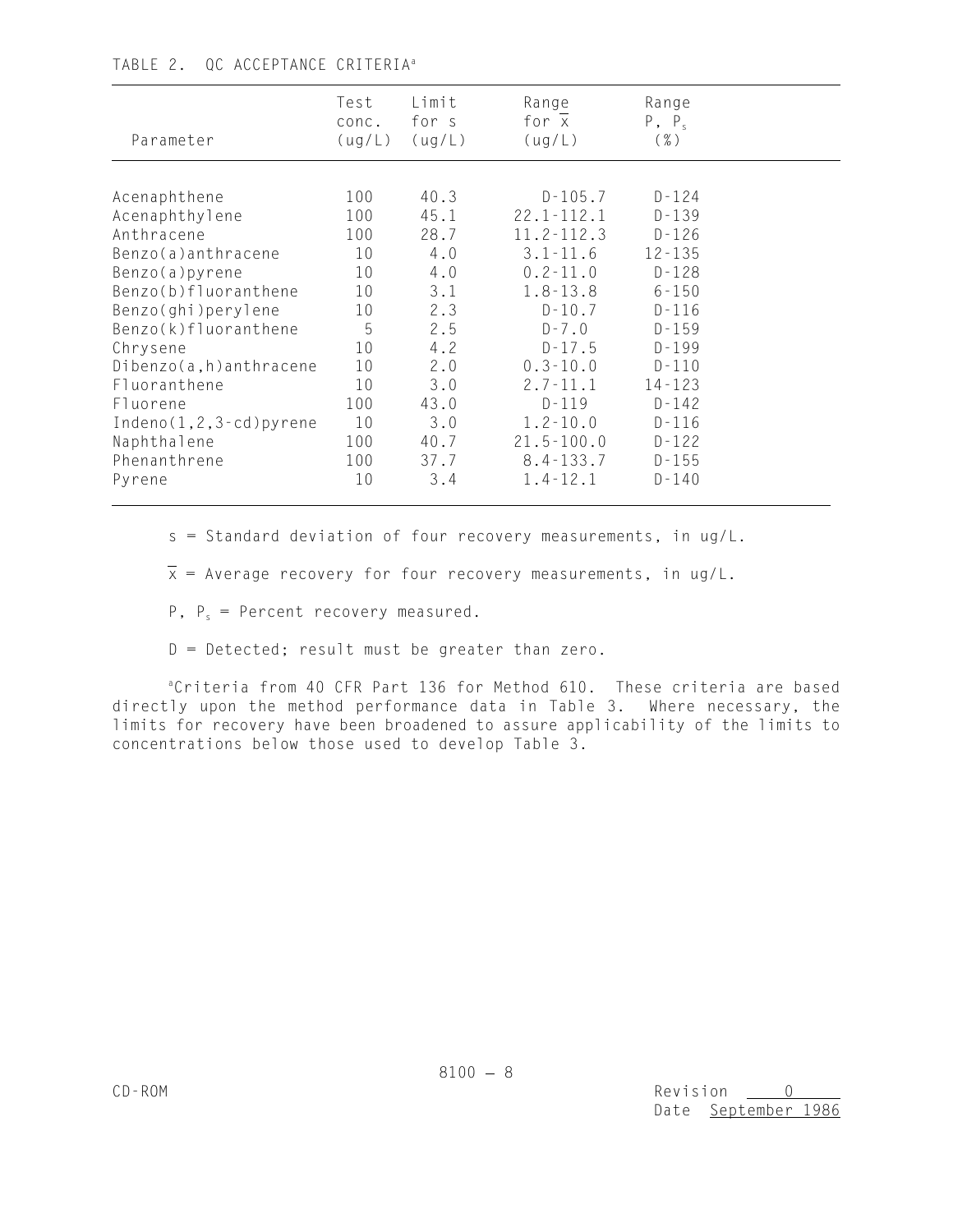TABLE 2. QC ACCEPTANCE CRITERIA[a]

| Parameter | Test conc. (ug/L) | Limit for s (ug/L) | Range for $\overline{x}$ (ug/L) | Range P, $P_s$ (%) |
|---|---|---|---|---|
| Acenaphthene | 100 | 40.3 | D-105.7 | D-124 |
| Acenaphthylene | 100 | 45.1 | 22.1-112.1 | D-139 |
| Anthracene | 100 | 28.7 | 11.2-112.3 | D-126 |
| Benzo(a)anthracene | 10 | 4.0 | 3.1-11.6 | 12-135 |
| Benzo(a)pyrene | 10 | 4.0 | 0.2-11.0 | D-128 |
| Benzo(b)fluoranthene | 10 | 3.1 | 1.8-13.8 | 6-150 |
| Benzo(ghi)perylene | 10 | 2.3 | D-10.7 | D-116 |
| Benzo(k)fluoranthene | 5 | 2.5 | D-7.0 | D-159 |
| Chrysene | 10 | 4.2 | D-17.5 | D-199 |
| Dibenzo(a,h)anthracene | 10 | 2.0 | 0.3-10.0 | D-110 |
| Fluoranthene | 10 | 3.0 | 2.7-11.1 | 14-123 |
| Fluorene | 100 | 43.0 | D-119 | D-142 |
| Indeno(1,2,3-cd)pyrene | 10 | 3.0 | 1.2-10.0 | D-116 |
| Naphthalene | 100 | 40.7 | 21.5-100.0 | D-122 |
| Phenanthrene | 100 | 37.7 | 8.4-133.7 | D-155 |
| Pyrene | 10 | 3.4 | 1.4-12.1 | D-140 |

s = Standard deviation of four recovery measurements, in ug/L.

$\overline{x}$ = Average recovery for four recovery measurements, in ug/L.

P, $P_s$ = Percent recovery measured.

D = Detected; result must be greater than zero.

[a]Criteria from 40 CFR Part 136 for Method 610. These criteria are based directly upon the method performance data in Table 3. Where necessary, the limits for recovery have been broadened to assure applicability of the limits to concentrations below those used to develop Table 3.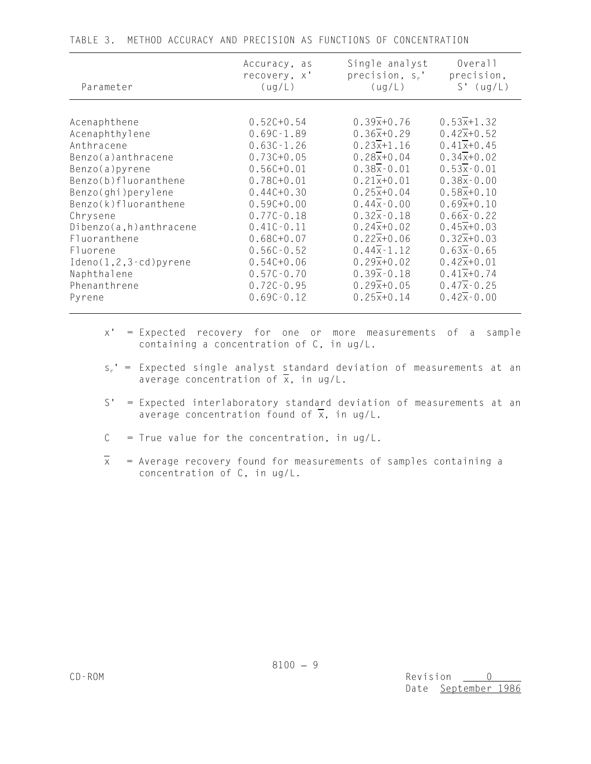TABLE 3. METHOD ACCURACY AND PRECISION AS FUNCTIONS OF CONCENTRATION

| Parameter | Accuracy, as recovery, x' (ug/L) | Single analyst precision, $s_r$' (ug/L) | Overall precision, S' (ug/L) |
|---|---|---|---|
| Acenaphthene | 0.52C+0.54 | $0.39\overline{x}+0.76$ | $0.53\overline{x}+1.32$ |
| Acenaphthylene | 0.69C-1.89 | $0.36\overline{x}+0.29$ | $0.42\overline{x}+0.52$ |
| Anthracene | 0.63C-1.26 | $0.23\overline{x}+1.16$ | $0.41\overline{x}+0.45$ |
| Benzo(a)anthracene | 0.73C+0.05 | $0.28\overline{x}+0.04$ | $0.34\overline{x}+0.02$ |
| Benzo(a)pyrene | 0.56C+0.01 | $0.38\overline{x}-0.01$ | $0.53\overline{x}-0.01$ |
| Benzo(b)fluoranthene | 0.78C+0.01 | $0.21\overline{x}+0.01$ | $0.38\overline{x}-0.00$ |
| Benzo(ghi)perylene | 0.44C+0.30 | $0.25\overline{x}+0.04$ | $0.58\overline{x}+0.10$ |
| Benzo(k)fluoranthene | 0.59C+0.00 | $0.44\overline{x}-0.00$ | $0.69\overline{x}+0.10$ |
| Chrysene | 0.77C-0.18 | $0.32\overline{x}-0.18$ | $0.66\overline{x}-0.22$ |
| Dibenzo(a,h)anthracene | 0.41C-0.11 | $0.24\overline{x}+0.02$ | $0.45\overline{x}+0.03$ |
| Fluoranthene | 0.68C+0.07 | $0.22\overline{x}+0.06$ | $0.32\overline{x}+0.03$ |
| Fluorene | 0.56C-0.52 | $0.44\overline{x}-1.12$ | $0.63\overline{x}-0.65$ |
| Ideno(1,2,3-cd)pyrene | 0.54C+0.06 | $0.29\overline{x}+0.02$ | $0.42\overline{x}+0.01$ |
| Naphthalene | 0.57C-0.70 | $0.39\overline{x}-0.18$ | $0.41\overline{x}+0.74$ |
| Phenanthrene | 0.72C-0.95 | $0.29\overline{x}+0.05$ | $0.47\overline{x}-0.25$ |
| Pyrene | 0.69C-0.12 | $0.25\overline{x}+0.14$ | $0.42\overline{x}-0.00$ |

x' = Expected recovery for one or more measurements of a sample containing a concentration of C, in ug/L.

$s_r$' = Expected single analyst standard deviation of measurements at an average concentration of $\overline{x}$, in ug/L.

S' = Expected interlaboratory standard deviation of measurements at an average concentration found of $\overline{x}$, in ug/L.

C = True value for the concentration, in ug/L.

$\overline{x}$ = Average recovery found for measurements of samples containing a concentration of C, in ug/L.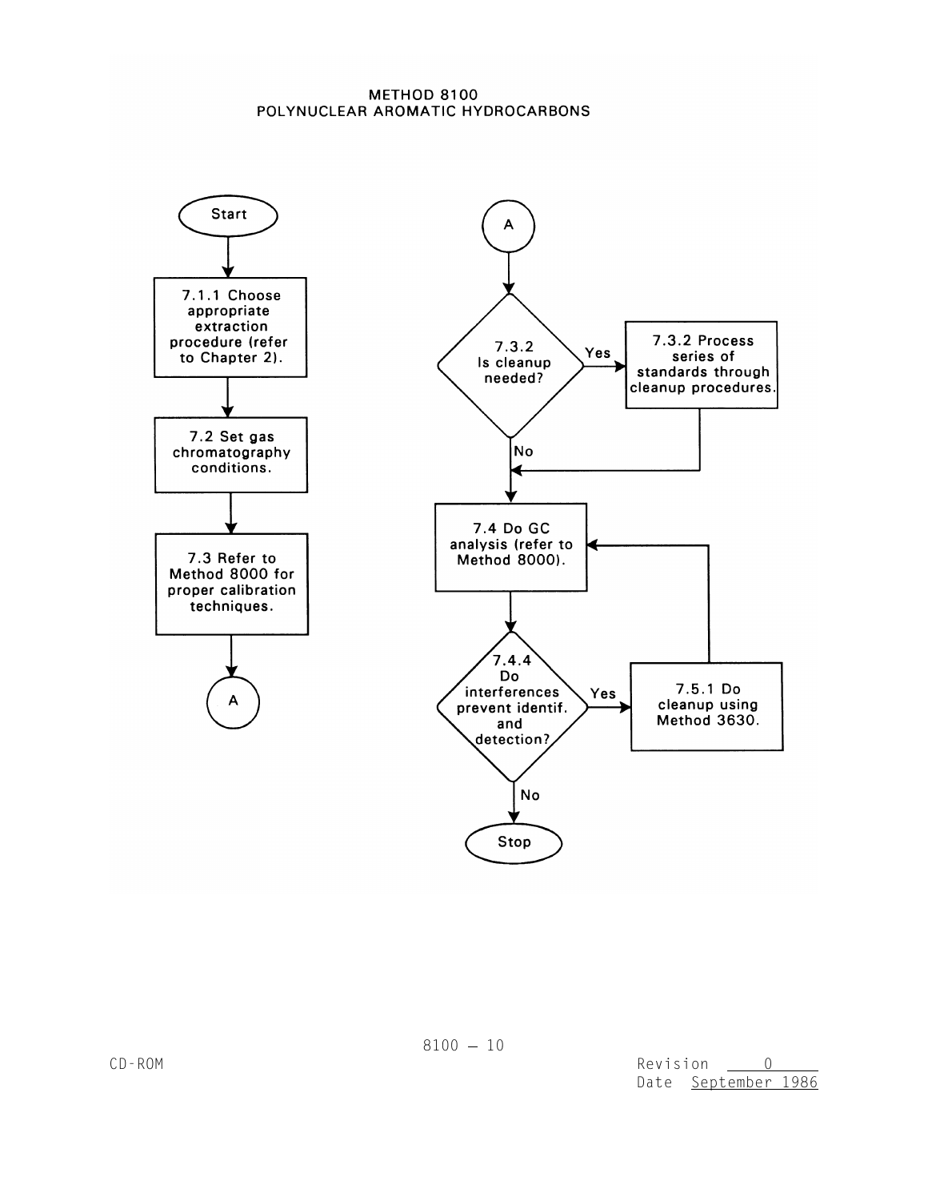# METHOD 8100
# POLYNUCLEAR AROMATIC HYDROCARBONS

Start

7.1.1 Choose appropriate extraction procedure (refer to Chapter 2).

7.2 Set gas chromatography conditions.

7.3 Refer to Method 8000 for proper calibration techniques.

A

A

7.3.2 Is cleanup needed?

Yes

7.3.2 Process series of standards through cleanup procedures.

No

7.4 Do GC analysis (refer to Method 8000).

7.4.4 Do interferences prevent identif. and detection?

Yes

7.5.1 Do cleanup using Method 3630.

No

Stop